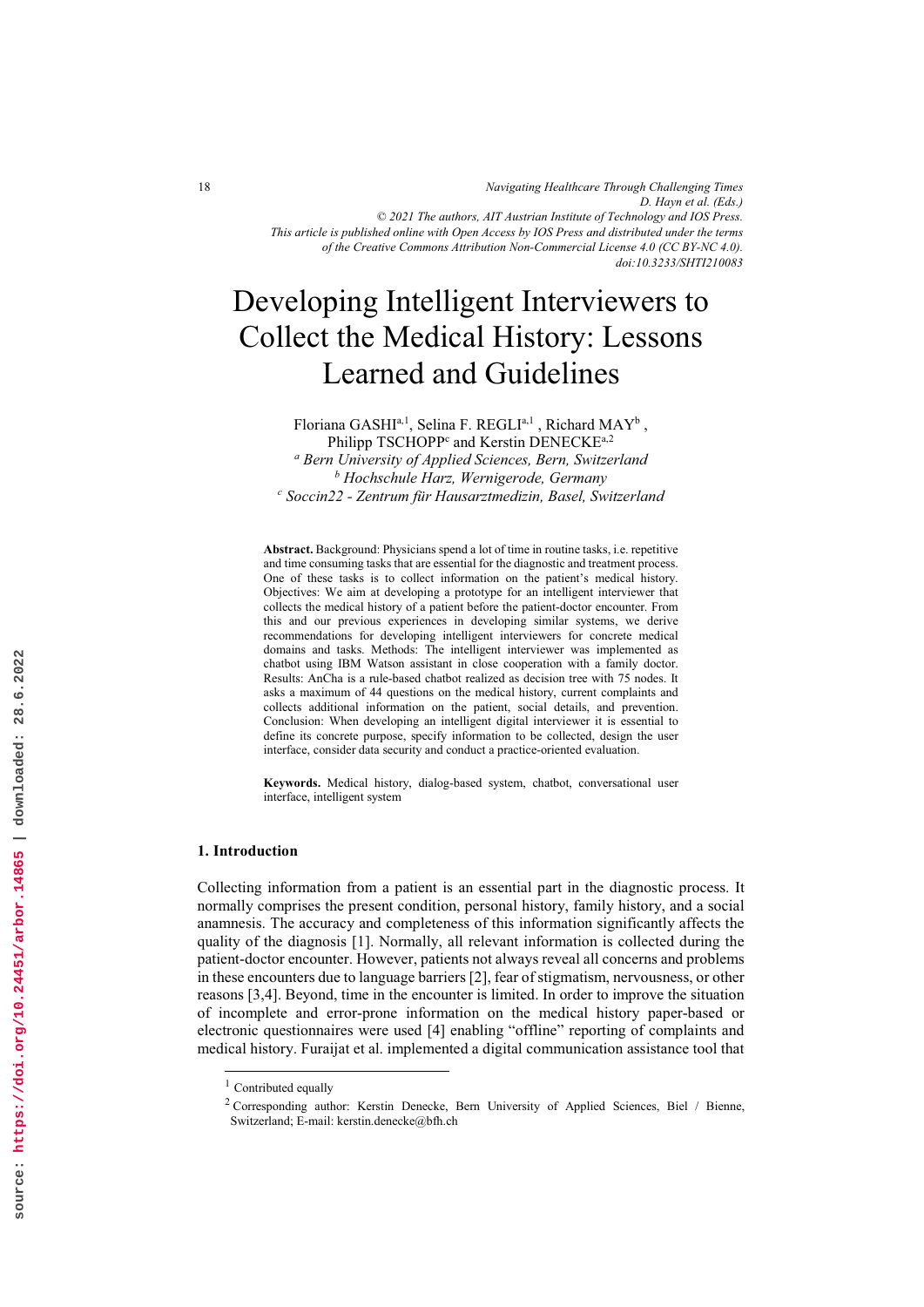# Developing Intelligent Interviewers to Collect the Medical History: Lessons Learned and Guidelines

Floriana GASHI[a,1], Selina F. REGLI[a,1], Richard MAY[b], Philipp TSCHOPP[c] and Kerstin DENECKE[a,2]

[a] *Bern University of Applied Sciences, Bern, Switzerland*
[b] *Hochschule Harz, Wernigerode, Germany*
[c] *Soccin22 - Zentrum für Hausarztmedizin, Basel, Switzerland*

**Abstract.** Background: Physicians spend a lot of time in routine tasks, i.e. repetitive and time consuming tasks that are essential for the diagnostic and treatment process. One of these tasks is to collect information on the patient's medical history. Objectives: We aim at developing a prototype for an intelligent interviewer that collects the medical history of a patient before the patient-doctor encounter. From this and our previous experiences in developing similar systems, we derive recommendations for developing intelligent interviewers for concrete medical domains and tasks. Methods: The intelligent interviewer was implemented as chatbot using IBM Watson assistant in close cooperation with a family doctor. Results: AnCha is a rule-based chatbot realized as decision tree with 75 nodes. It asks a maximum of 44 questions on the medical history, current complaints and collects additional information on the patient, social details, and prevention. Conclusion: When developing an intelligent digital interviewer it is essential to define its concrete purpose, specify information to be collected, design the user interface, consider data security and conduct a practice-oriented evaluation.

**Keywords.** Medical history, dialog-based system, chatbot, conversational user interface, intelligent system

## 1. Introduction

Collecting information from a patient is an essential part in the diagnostic process. It normally comprises the present condition, personal history, family history, and a social anamnesis. The accuracy and completeness of this information significantly affects the quality of the diagnosis [1]. Normally, all relevant information is collected during the patient-doctor encounter. However, patients not always reveal all concerns and problems in these encounters due to language barriers [2], fear of stigmatism, nervousness, or other reasons [3,4]. Beyond, time in the encounter is limited. In order to improve the situation of incomplete and error-prone information on the medical history paper-based or electronic questionnaires were used [4] enabling "offline" reporting of complaints and medical history. Furaijat et al. implemented a digital communication assistance tool that

[1] Contributed equally

[2] Corresponding author: Kerstin Denecke, Bern University of Applied Sciences, Biel / Bienne, Switzerland; E-mail: kerstin.denecke@bfh.ch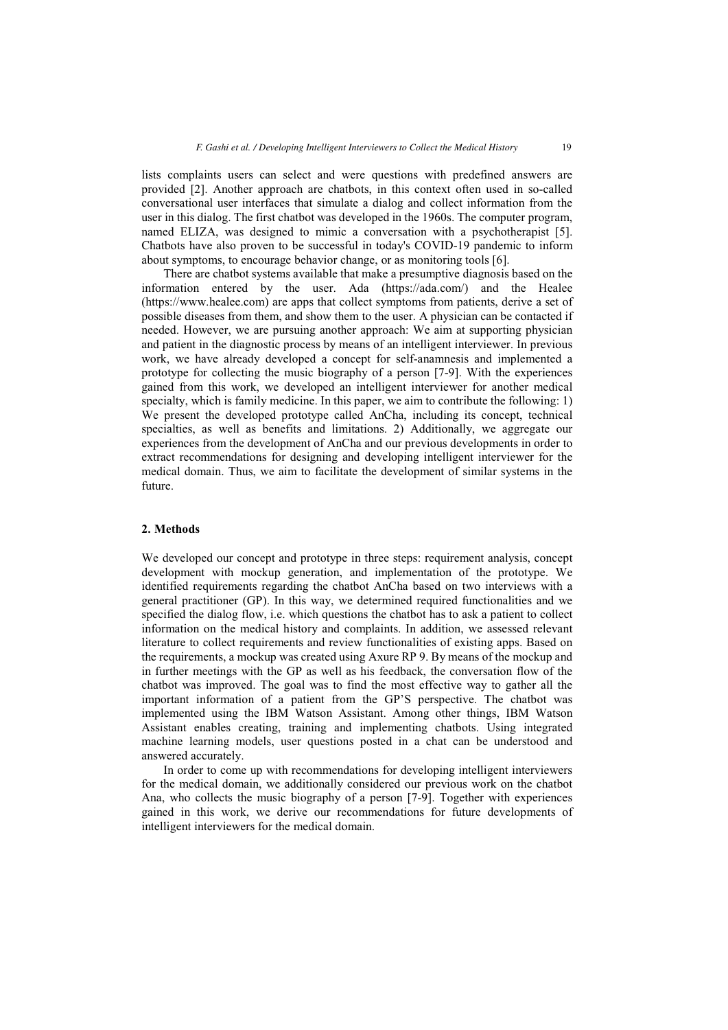lists complaints users can select and were questions with predefined answers are provided [2]. Another approach are chatbots, in this context often used in so-called conversational user interfaces that simulate a dialog and collect information from the user in this dialog. The first chatbot was developed in the 1960s. The computer program, named ELIZA, was designed to mimic a conversation with a psychotherapist [5]. Chatbots have also proven to be successful in today's COVID-19 pandemic to inform about symptoms, to encourage behavior change, or as monitoring tools [6].

There are chatbot systems available that make a presumptive diagnosis based on the information entered by the user. Ada (https://ada.com/) and the Healee (https://www.healee.com) are apps that collect symptoms from patients, derive a set of possible diseases from them, and show them to the user. A physician can be contacted if needed. However, we are pursuing another approach: We aim at supporting physician and patient in the diagnostic process by means of an intelligent interviewer. In previous work, we have already developed a concept for self-anamnesis and implemented a prototype for collecting the music biography of a person [7-9]. With the experiences gained from this work, we developed an intelligent interviewer for another medical specialty, which is family medicine. In this paper, we aim to contribute the following: 1) We present the developed prototype called AnCha, including its concept, technical specialties, as well as benefits and limitations. 2) Additionally, we aggregate our experiences from the development of AnCha and our previous developments in order to extract recommendations for designing and developing intelligent interviewer for the medical domain. Thus, we aim to facilitate the development of similar systems in the future.

## 2. Methods

We developed our concept and prototype in three steps: requirement analysis, concept development with mockup generation, and implementation of the prototype. We identified requirements regarding the chatbot AnCha based on two interviews with a general practitioner (GP). In this way, we determined required functionalities and we specified the dialog flow, i.e. which questions the chatbot has to ask a patient to collect information on the medical history and complaints. In addition, we assessed relevant literature to collect requirements and review functionalities of existing apps. Based on the requirements, a mockup was created using Axure RP 9. By means of the mockup and in further meetings with the GP as well as his feedback, the conversation flow of the chatbot was improved. The goal was to find the most effective way to gather all the important information of a patient from the GP'S perspective. The chatbot was implemented using the IBM Watson Assistant. Among other things, IBM Watson Assistant enables creating, training and implementing chatbots. Using integrated machine learning models, user questions posted in a chat can be understood and answered accurately.

In order to come up with recommendations for developing intelligent interviewers for the medical domain, we additionally considered our previous work on the chatbot Ana, who collects the music biography of a person [7-9]. Together with experiences gained in this work, we derive our recommendations for future developments of intelligent interviewers for the medical domain.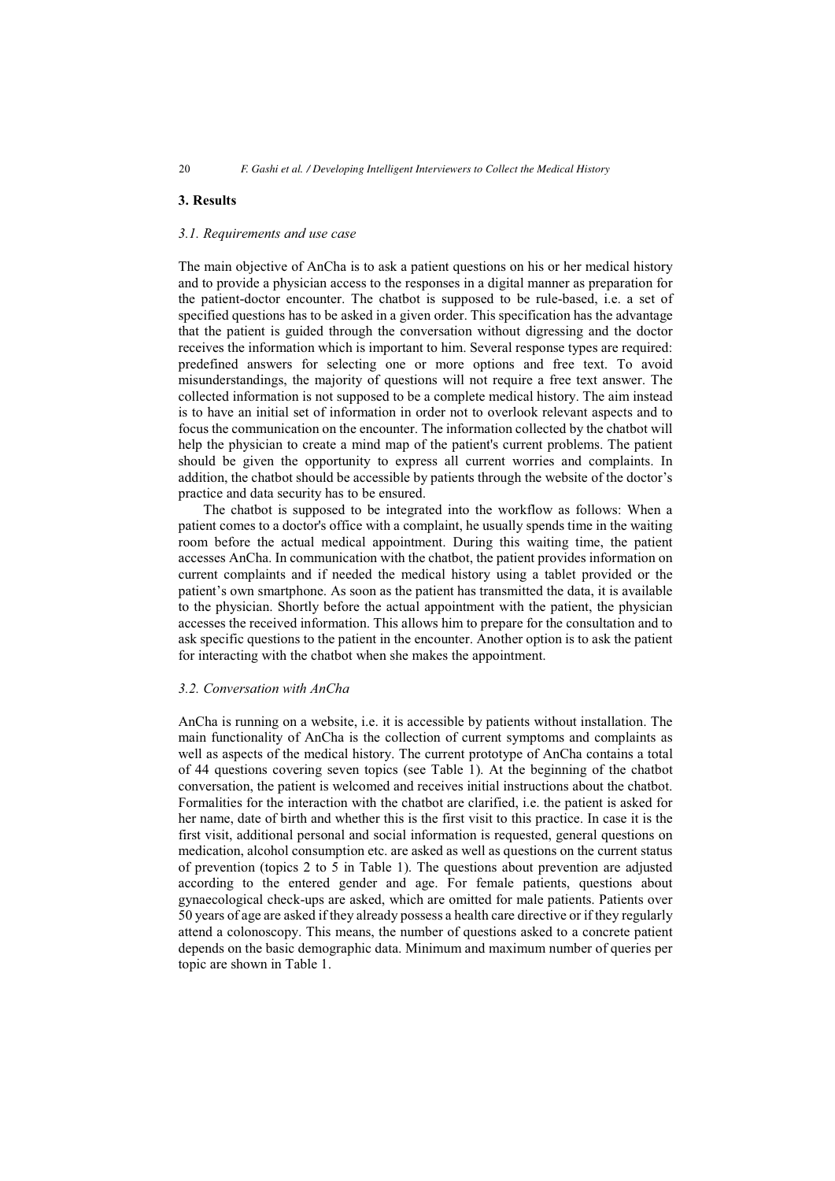## 3. Results

### *3.1. Requirements and use case*

The main objective of AnCha is to ask a patient questions on his or her medical history and to provide a physician access to the responses in a digital manner as preparation for the patient-doctor encounter. The chatbot is supposed to be rule-based, i.e. a set of specified questions has to be asked in a given order. This specification has the advantage that the patient is guided through the conversation without digressing and the doctor receives the information which is important to him. Several response types are required: predefined answers for selecting one or more options and free text. To avoid misunderstandings, the majority of questions will not require a free text answer. The collected information is not supposed to be a complete medical history. The aim instead is to have an initial set of information in order not to overlook relevant aspects and to focus the communication on the encounter. The information collected by the chatbot will help the physician to create a mind map of the patient's current problems. The patient should be given the opportunity to express all current worries and complaints. In addition, the chatbot should be accessible by patients through the website of the doctor's practice and data security has to be ensured.

The chatbot is supposed to be integrated into the workflow as follows: When a patient comes to a doctor's office with a complaint, he usually spends time in the waiting room before the actual medical appointment. During this waiting time, the patient accesses AnCha. In communication with the chatbot, the patient provides information on current complaints and if needed the medical history using a tablet provided or the patient's own smartphone. As soon as the patient has transmitted the data, it is available to the physician. Shortly before the actual appointment with the patient, the physician accesses the received information. This allows him to prepare for the consultation and to ask specific questions to the patient in the encounter. Another option is to ask the patient for interacting with the chatbot when she makes the appointment.

### *3.2. Conversation with AnCha*

AnCha is running on a website, i.e. it is accessible by patients without installation. The main functionality of AnCha is the collection of current symptoms and complaints as well as aspects of the medical history. The current prototype of AnCha contains a total of 44 questions covering seven topics (see Table 1). At the beginning of the chatbot conversation, the patient is welcomed and receives initial instructions about the chatbot. Formalities for the interaction with the chatbot are clarified, i.e. the patient is asked for her name, date of birth and whether this is the first visit to this practice. In case it is the first visit, additional personal and social information is requested, general questions on medication, alcohol consumption etc. are asked as well as questions on the current status of prevention (topics 2 to 5 in Table 1). The questions about prevention are adjusted according to the entered gender and age. For female patients, questions about gynaecological check-ups are asked, which are omitted for male patients. Patients over 50 years of age are asked if they already possess a health care directive or if they regularly attend a colonoscopy. This means, the number of questions asked to a concrete patient depends on the basic demographic data. Minimum and maximum number of queries per topic are shown in Table 1.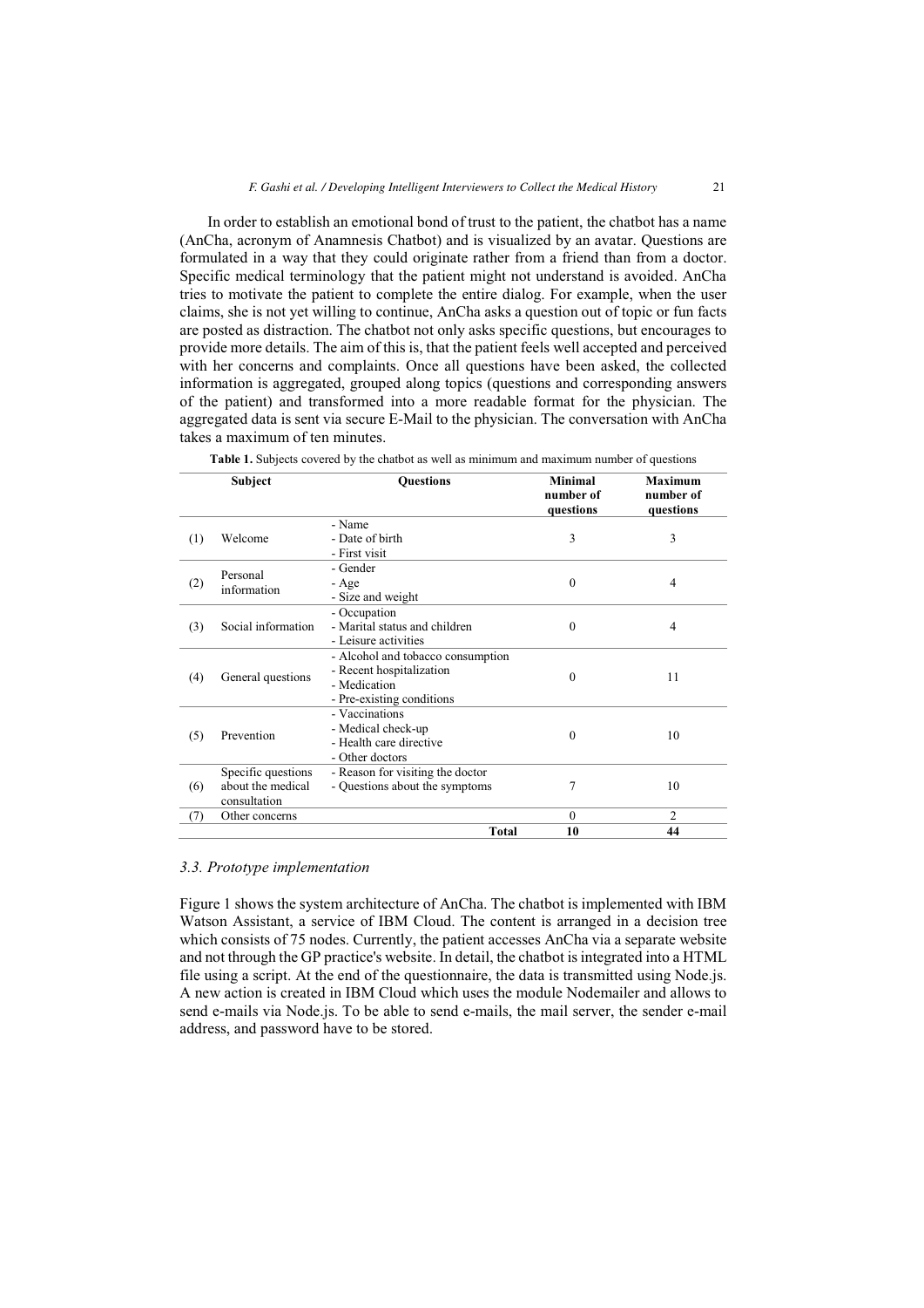In order to establish an emotional bond of trust to the patient, the chatbot has a name (AnCha, acronym of Anamnesis Chatbot) and is visualized by an avatar. Questions are formulated in a way that they could originate rather from a friend than from a doctor. Specific medical terminology that the patient might not understand is avoided. AnCha tries to motivate the patient to complete the entire dialog. For example, when the user claims, she is not yet willing to continue, AnCha asks a question out of topic or fun facts are posted as distraction. The chatbot not only asks specific questions, but encourages to provide more details. The aim of this is, that the patient feels well accepted and perceived with her concerns and complaints. Once all questions have been asked, the collected information is aggregated, grouped along topics (questions and corresponding answers of the patient) and transformed into a more readable format for the physician. The aggregated data is sent via secure E-Mail to the physician. The conversation with AnCha takes a maximum of ten minutes.

**Table 1.** Subjects covered by the chatbot as well as minimum and maximum number of questions

| | Subject | Questions | Minimal number of questions | Maximum number of questions |
|---|---|---|---|---|
| (1) | Welcome | - Name<br>- Date of birth<br>- First visit | 3 | 3 |
| (2) | Personal information | - Gender<br>- Age<br>- Size and weight | 0 | 4 |
| (3) | Social information | - Occupation<br>- Marital status and children<br>- Leisure activities | 0 | 4 |
| (4) | General questions | - Alcohol and tobacco consumption<br>- Recent hospitalization<br>- Medication<br>- Pre-existing conditions | 0 | 11 |
| (5) | Prevention | - Vaccinations<br>- Medical check-up<br>- Health care directive<br>- Other doctors | 0 | 10 |
| (6) | Specific questions about the medical consultation | - Reason for visiting the doctor<br>- Questions about the symptoms | 7 | 10 |
| (7) | Other concerns | | 0 | 2 |
| | | **Total** | **10** | **44** |

### *3.3. Prototype implementation*

Figure 1 shows the system architecture of AnCha. The chatbot is implemented with IBM Watson Assistant, a service of IBM Cloud. The content is arranged in a decision tree which consists of 75 nodes. Currently, the patient accesses AnCha via a separate website and not through the GP practice's website. In detail, the chatbot is integrated into a HTML file using a script. At the end of the questionnaire, the data is transmitted using Node.js. A new action is created in IBM Cloud which uses the module Nodemailer and allows to send e-mails via Node.js. To be able to send e-mails, the mail server, the sender e-mail address, and password have to be stored.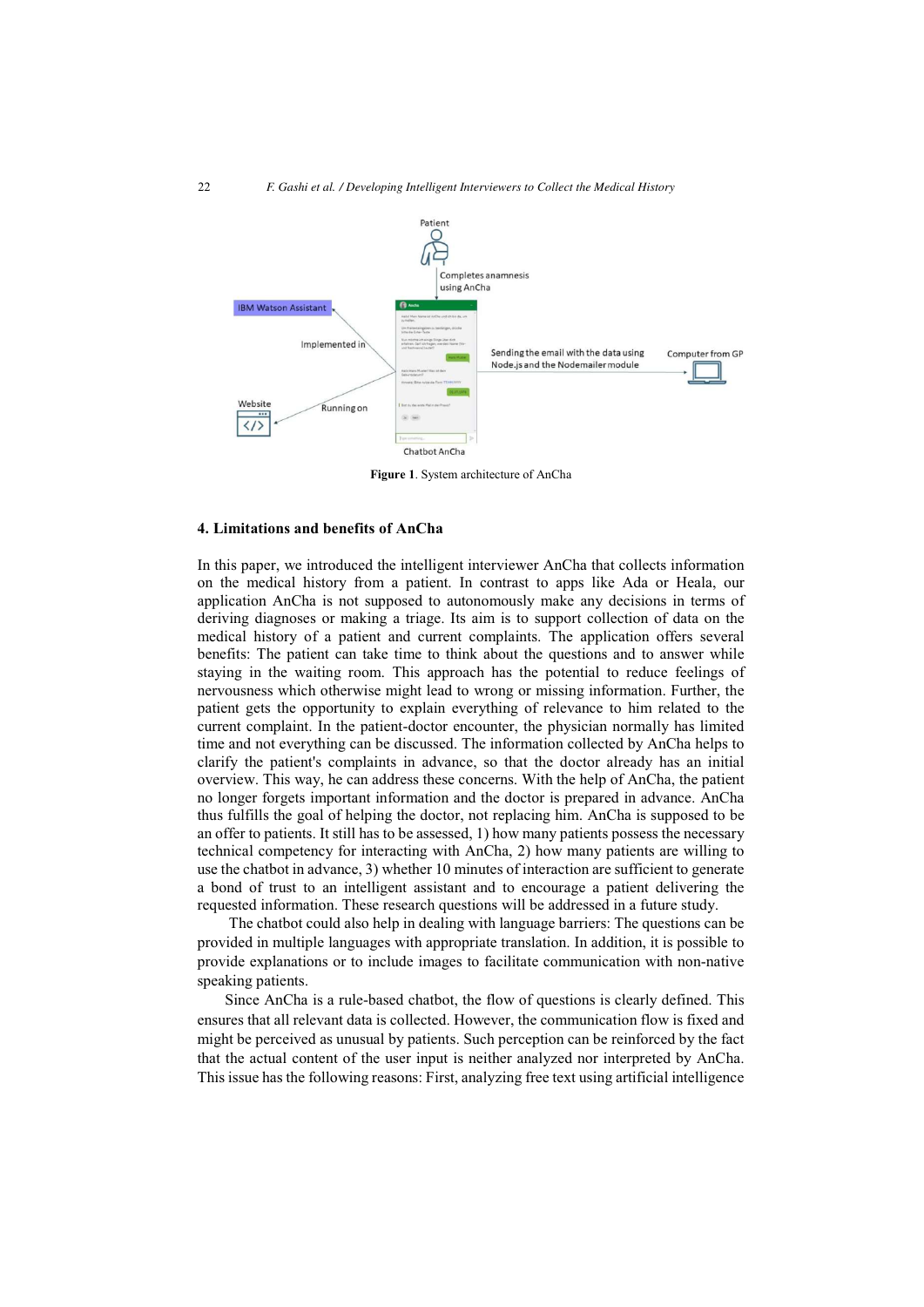Figure 1. System architecture of AnCha

## 4. Limitations and benefits of AnCha

In this paper, we introduced the intelligent interviewer AnCha that collects information on the medical history from a patient. In contrast to apps like Ada or Heala, our application AnCha is not supposed to autonomously make any decisions in terms of deriving diagnoses or making a triage. Its aim is to support collection of data on the medical history of a patient and current complaints. The application offers several benefits: The patient can take time to think about the questions and to answer while staying in the waiting room. This approach has the potential to reduce feelings of nervousness which otherwise might lead to wrong or missing information. Further, the patient gets the opportunity to explain everything of relevance to him related to the current complaint. In the patient-doctor encounter, the physician normally has limited time and not everything can be discussed. The information collected by AnCha helps to clarify the patient's complaints in advance, so that the doctor already has an initial overview. This way, he can address these concerns. With the help of AnCha, the patient no longer forgets important information and the doctor is prepared in advance. AnCha thus fulfills the goal of helping the doctor, not replacing him. AnCha is supposed to be an offer to patients. It still has to be assessed, 1) how many patients possess the necessary technical competency for interacting with AnCha, 2) how many patients are willing to use the chatbot in advance, 3) whether 10 minutes of interaction are sufficient to generate a bond of trust to an intelligent assistant and to encourage a patient delivering the requested information. These research questions will be addressed in a future study.

The chatbot could also help in dealing with language barriers: The questions can be provided in multiple languages with appropriate translation. In addition, it is possible to provide explanations or to include images to facilitate communication with non-native speaking patients.

Since AnCha is a rule-based chatbot, the flow of questions is clearly defined. This ensures that all relevant data is collected. However, the communication flow is fixed and might be perceived as unusual by patients. Such perception can be reinforced by the fact that the actual content of the user input is neither analyzed nor interpreted by AnCha. This issue has the following reasons: First, analyzing free text using artificial intelligence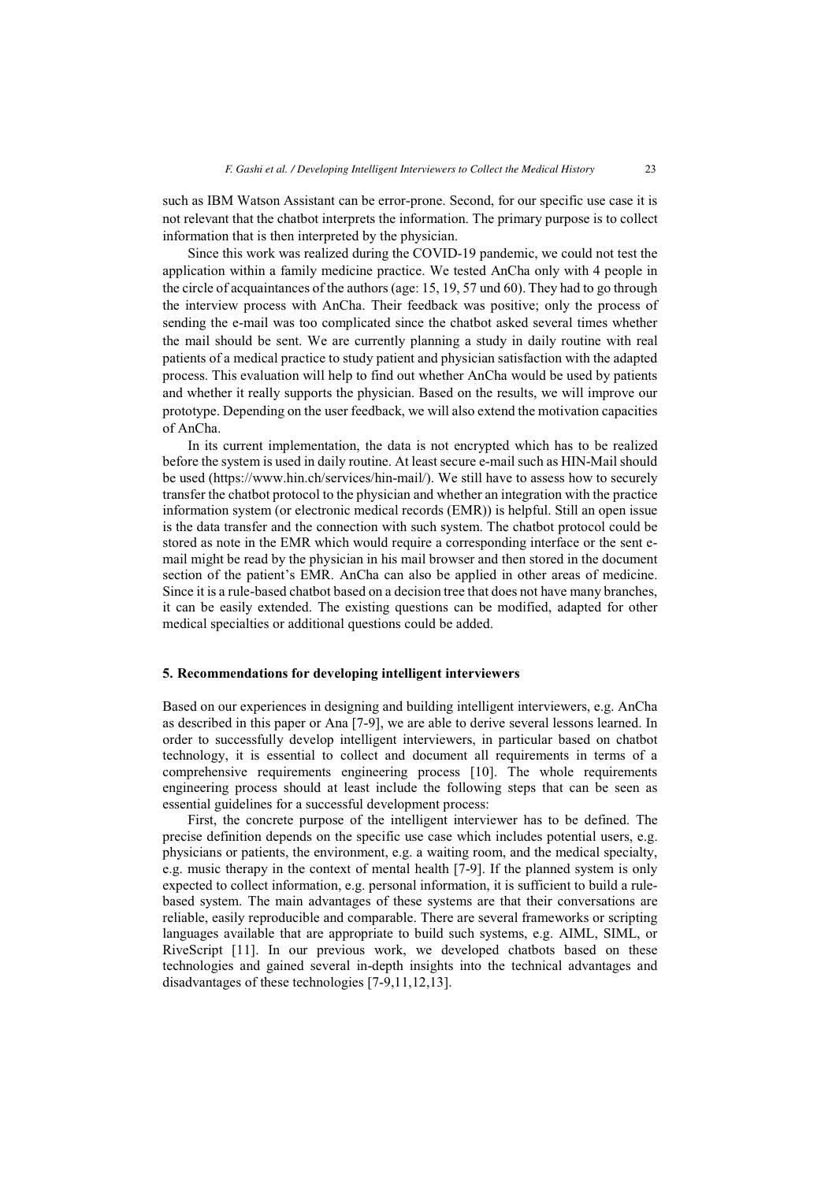such as IBM Watson Assistant can be error-prone. Second, for our specific use case it is not relevant that the chatbot interprets the information. The primary purpose is to collect information that is then interpreted by the physician.

Since this work was realized during the COVID-19 pandemic, we could not test the application within a family medicine practice. We tested AnCha only with 4 people in the circle of acquaintances of the authors (age: 15, 19, 57 und 60). They had to go through the interview process with AnCha. Their feedback was positive; only the process of sending the e-mail was too complicated since the chatbot asked several times whether the mail should be sent. We are currently planning a study in daily routine with real patients of a medical practice to study patient and physician satisfaction with the adapted process. This evaluation will help to find out whether AnCha would be used by patients and whether it really supports the physician. Based on the results, we will improve our prototype. Depending on the user feedback, we will also extend the motivation capacities of AnCha.

In its current implementation, the data is not encrypted which has to be realized before the system is used in daily routine. At least secure e-mail such as HIN-Mail should be used (https://www.hin.ch/services/hin-mail/). We still have to assess how to securely transfer the chatbot protocol to the physician and whether an integration with the practice information system (or electronic medical records (EMR)) is helpful. Still an open issue is the data transfer and the connection with such system. The chatbot protocol could be stored as note in the EMR which would require a corresponding interface or the sent e-mail might be read by the physician in his mail browser and then stored in the document section of the patient's EMR. AnCha can also be applied in other areas of medicine. Since it is a rule-based chatbot based on a decision tree that does not have many branches, it can be easily extended. The existing questions can be modified, adapted for other medical specialties or additional questions could be added.

## 5. Recommendations for developing intelligent interviewers

Based on our experiences in designing and building intelligent interviewers, e.g. AnCha as described in this paper or Ana [7-9], we are able to derive several lessons learned. In order to successfully develop intelligent interviewers, in particular based on chatbot technology, it is essential to collect and document all requirements in terms of a comprehensive requirements engineering process [10]. The whole requirements engineering process should at least include the following steps that can be seen as essential guidelines for a successful development process:

First, the concrete purpose of the intelligent interviewer has to be defined. The precise definition depends on the specific use case which includes potential users, e.g. physicians or patients, the environment, e.g. a waiting room, and the medical specialty, e.g. music therapy in the context of mental health [7-9]. If the planned system is only expected to collect information, e.g. personal information, it is sufficient to build a rule-based system. The main advantages of these systems are that their conversations are reliable, easily reproducible and comparable. There are several frameworks or scripting languages available that are appropriate to build such systems, e.g. AIML, SIML, or RiveScript [11]. In our previous work, we developed chatbots based on these technologies and gained several in-depth insights into the technical advantages and disadvantages of these technologies [7-9,11,12,13].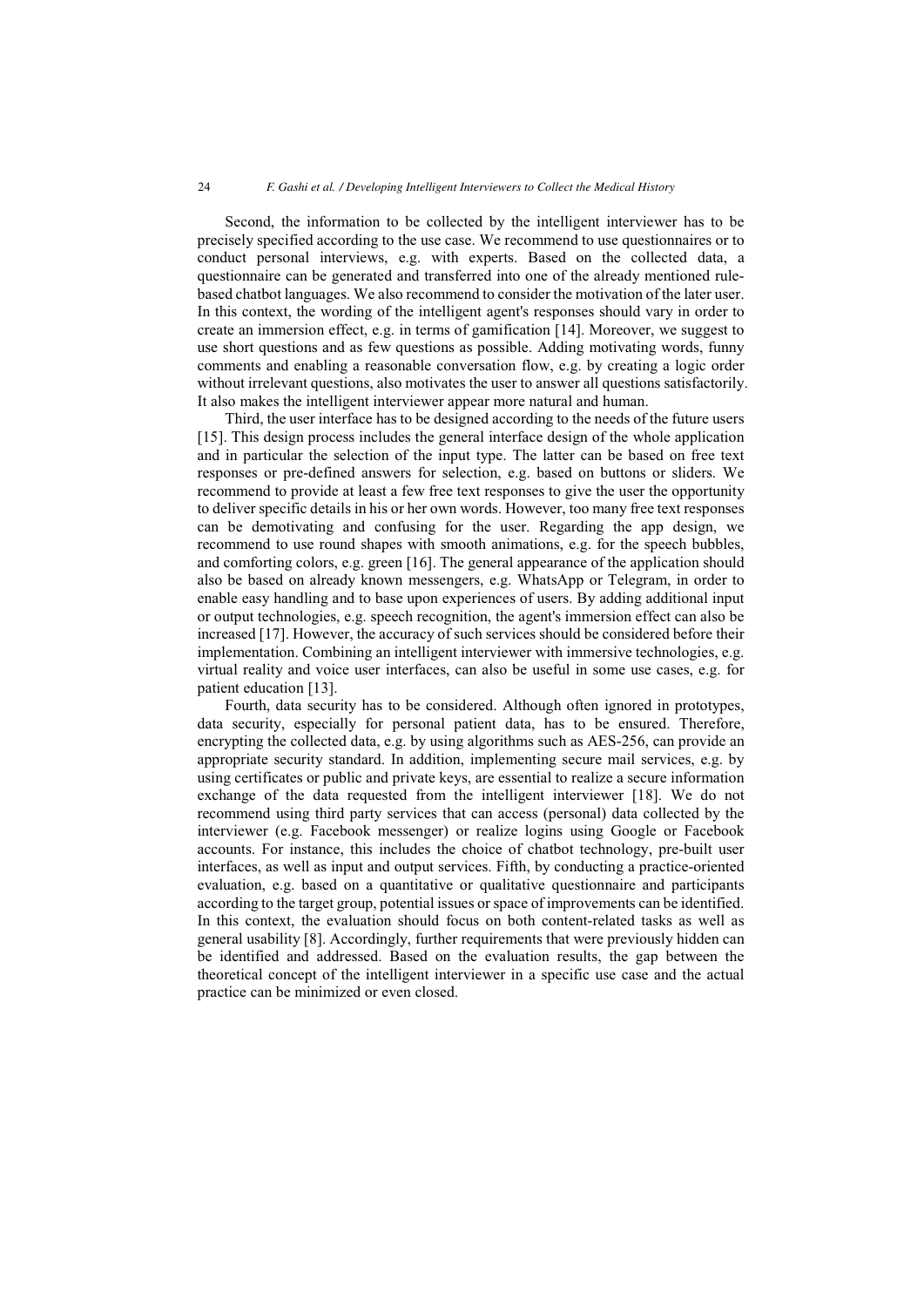Second, the information to be collected by the intelligent interviewer has to be precisely specified according to the use case. We recommend to use questionnaires or to conduct personal interviews, e.g. with experts. Based on the collected data, a questionnaire can be generated and transferred into one of the already mentioned rule-based chatbot languages. We also recommend to consider the motivation of the later user. In this context, the wording of the intelligent agent's responses should vary in order to create an immersion effect, e.g. in terms of gamification [14]. Moreover, we suggest to use short questions and as few questions as possible. Adding motivating words, funny comments and enabling a reasonable conversation flow, e.g. by creating a logic order without irrelevant questions, also motivates the user to answer all questions satisfactorily. It also makes the intelligent interviewer appear more natural and human.

Third, the user interface has to be designed according to the needs of the future users [15]. This design process includes the general interface design of the whole application and in particular the selection of the input type. The latter can be based on free text responses or pre-defined answers for selection, e.g. based on buttons or sliders. We recommend to provide at least a few free text responses to give the user the opportunity to deliver specific details in his or her own words. However, too many free text responses can be demotivating and confusing for the user. Regarding the app design, we recommend to use round shapes with smooth animations, e.g. for the speech bubbles, and comforting colors, e.g. green [16]. The general appearance of the application should also be based on already known messengers, e.g. WhatsApp or Telegram, in order to enable easy handling and to base upon experiences of users. By adding additional input or output technologies, e.g. speech recognition, the agent's immersion effect can also be increased [17]. However, the accuracy of such services should be considered before their implementation. Combining an intelligent interviewer with immersive technologies, e.g. virtual reality and voice user interfaces, can also be useful in some use cases, e.g. for patient education [13].

Fourth, data security has to be considered. Although often ignored in prototypes, data security, especially for personal patient data, has to be ensured. Therefore, encrypting the collected data, e.g. by using algorithms such as AES-256, can provide an appropriate security standard. In addition, implementing secure mail services, e.g. by using certificates or public and private keys, are essential to realize a secure information exchange of the data requested from the intelligent interviewer [18]. We do not recommend using third party services that can access (personal) data collected by the interviewer (e.g. Facebook messenger) or realize logins using Google or Facebook accounts. For instance, this includes the choice of chatbot technology, pre-built user interfaces, as well as input and output services. Fifth, by conducting a practice-oriented evaluation, e.g. based on a quantitative or qualitative questionnaire and participants according to the target group, potential issues or space of improvements can be identified. In this context, the evaluation should focus on both content-related tasks as well as general usability [8]. Accordingly, further requirements that were previously hidden can be identified and addressed. Based on the evaluation results, the gap between the theoretical concept of the intelligent interviewer in a specific use case and the actual practice can be minimized or even closed.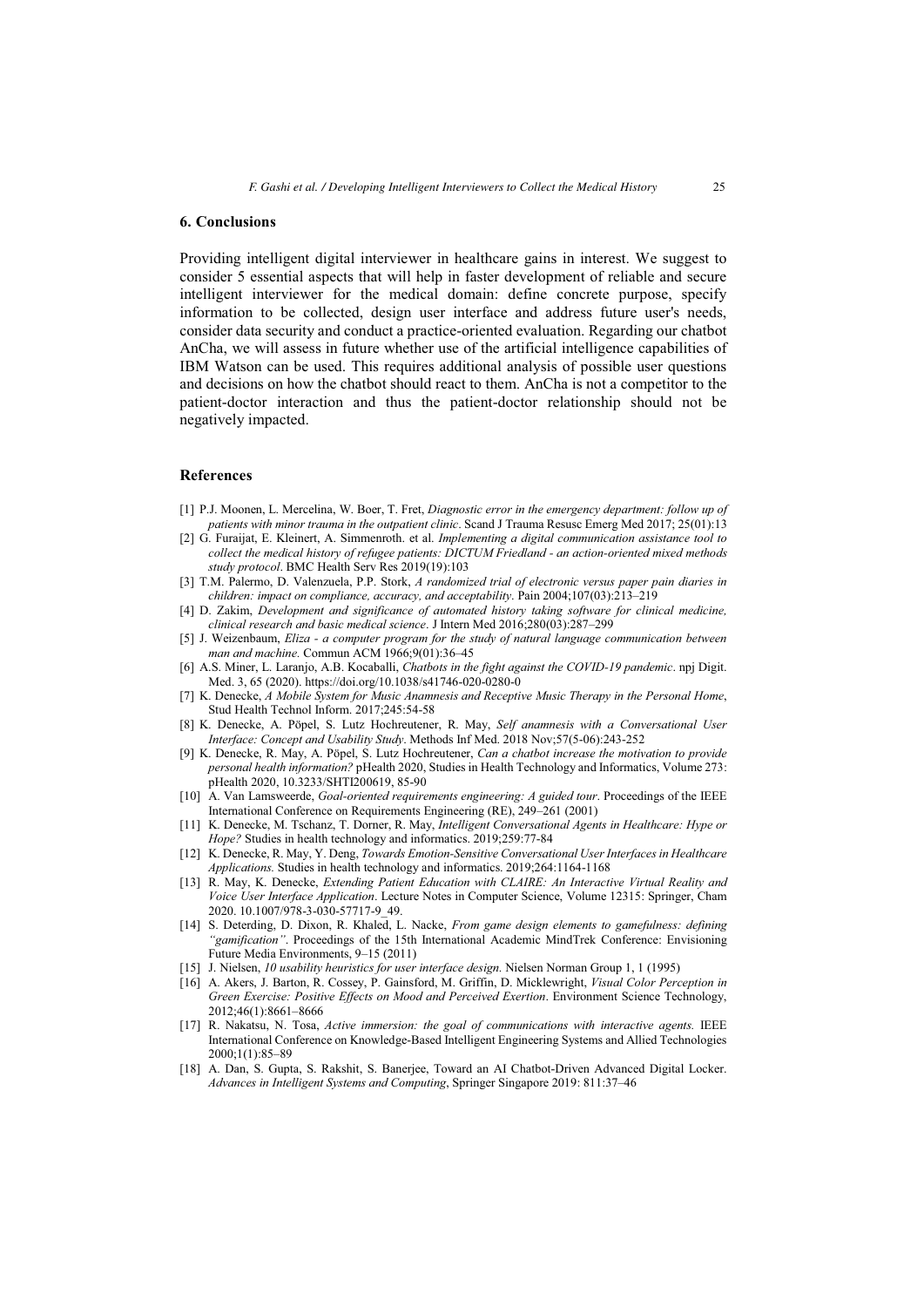## 6. Conclusions

Providing intelligent digital interviewer in healthcare gains in interest. We suggest to consider 5 essential aspects that will help in faster development of reliable and secure intelligent interviewer for the medical domain: define concrete purpose, specify information to be collected, design user interface and address future user's needs, consider data security and conduct a practice-oriented evaluation. Regarding our chatbot AnCha, we will assess in future whether use of the artificial intelligence capabilities of IBM Watson can be used. This requires additional analysis of possible user questions and decisions on how the chatbot should react to them. AnCha is not a competitor to the patient-doctor interaction and thus the patient-doctor relationship should not be negatively impacted.

## References

[1] P.J. Moonen, L. Mercelina, W. Boer, T. Fret, *Diagnostic error in the emergency department: follow up of patients with minor trauma in the outpatient clinic*. Scand J Trauma Resusc Emerg Med 2017; 25(01):13

[2] G. Furaijat, E. Kleinert, A. Simmenroth. et al. *Implementing a digital communication assistance tool to collect the medical history of refugee patients: DICTUM Friedland - an action-oriented mixed methods study protocol*. BMC Health Serv Res 2019(19):103

[3] T.M. Palermo, D. Valenzuela, P.P. Stork, *A randomized trial of electronic versus paper pain diaries in children: impact on compliance, accuracy, and acceptability*. Pain 2004;107(03):213–219

[4] D. Zakim, *Development and significance of automated history taking software for clinical medicine, clinical research and basic medical science*. J Intern Med 2016;280(03):287–299

[5] J. Weizenbaum, *Eliza - a computer program for the study of natural language communication between man and machine.* Commun ACM 1966;9(01):36–45

[6] A.S. Miner, L. Laranjo, A.B. Kocaballi, *Chatbots in the fight against the COVID-19 pandemic*. npj Digit. Med. 3, 65 (2020). https://doi.org/10.1038/s41746-020-0280-0

[7] K. Denecke, *A Mobile System for Music Anamnesis and Receptive Music Therapy in the Personal Home*, Stud Health Technol Inform. 2017;245:54-58

[8] K. Denecke, A. Pöpel, S. Lutz Hochreutener, R. May, *Self anamnesis with a Conversational User Interface: Concept and Usability Study*. Methods Inf Med. 2018 Nov;57(5-06):243-252

[9] K. Denecke, R. May, A. Pöpel, S. Lutz Hochreutener, *Can a chatbot increase the motivation to provide personal health information?* pHealth 2020, Studies in Health Technology and Informatics, Volume 273: pHealth 2020, 10.3233/SHTI200619, 85-90

[10] A. Van Lamsweerde, *Goal-oriented requirements engineering: A guided tour*. Proceedings of the IEEE International Conference on Requirements Engineering (RE), 249–261 (2001)

[11] K. Denecke, M. Tschanz, T. Dorner, R. May, *Intelligent Conversational Agents in Healthcare: Hype or Hope?* Studies in health technology and informatics. 2019;259:77-84

[12] K. Denecke, R. May, Y. Deng, *Towards Emotion-Sensitive Conversational User Interfaces in Healthcare Applications.* Studies in health technology and informatics. 2019;264:1164-1168

[13] R. May, K. Denecke, *Extending Patient Education with CLAIRE: An Interactive Virtual Reality and Voice User Interface Application*. Lecture Notes in Computer Science, Volume 12315: Springer, Cham 2020. 10.1007/978-3-030-57717-9_49.

[14] S. Deterding, D. Dixon, R. Khaled, L. Nacke, *From game design elements to gamefulness: defining "gamification"*. Proceedings of the 15th International Academic MindTrek Conference: Envisioning Future Media Environments, 9–15 (2011)

[15] J. Nielsen, *10 usability heuristics for user interface design.* Nielsen Norman Group 1, 1 (1995)

[16] A. Akers, J. Barton, R. Cossey, P. Gainsford, M. Griffin, D. Micklewright, *Visual Color Perception in Green Exercise: Positive Effects on Mood and Perceived Exertion*. Environment Science Technology, 2012;46(1):8661–8666

[17] R. Nakatsu, N. Tosa, *Active immersion: the goal of communications with interactive agents.* IEEE International Conference on Knowledge-Based Intelligent Engineering Systems and Allied Technologies 2000;1(1):85–89

[18] A. Dan, S. Gupta, S. Rakshit, S. Banerjee, Toward an AI Chatbot-Driven Advanced Digital Locker. *Advances in Intelligent Systems and Computing*, Springer Singapore 2019: 811:37–46